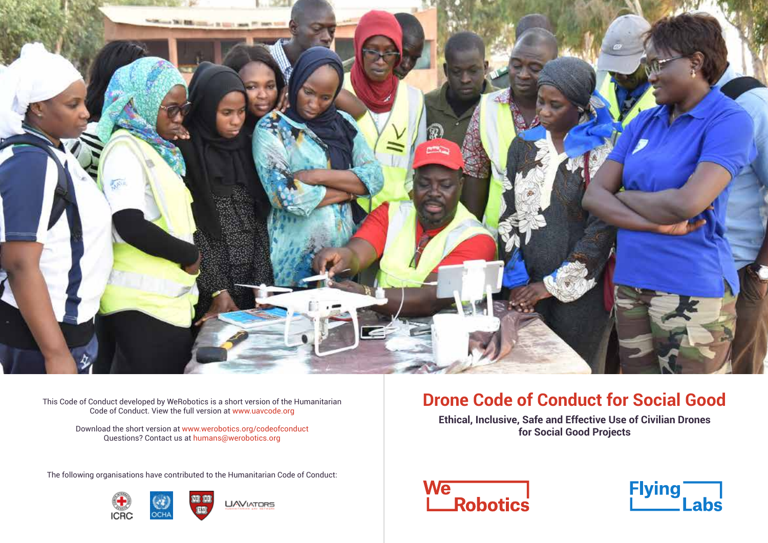# Drone Code of Conduct for Social Good

**Ethical, Inclusive, Safe and Effective Use of Civilian Drones for Social Good Projects**

WeRobotics

Flying Labs

This Code of Conduct developed by WeRobotics is a short version of the Humanitarian Code of Conduct. View the full version at www.uavcode.org

Download the short version at www.werobotics.org/codeofconduct
Questions? Contact us at humans@werobotics.org

The following organisations have contributed to the Humanitarian Code of Conduct:

ICRC

OCHA

UAViators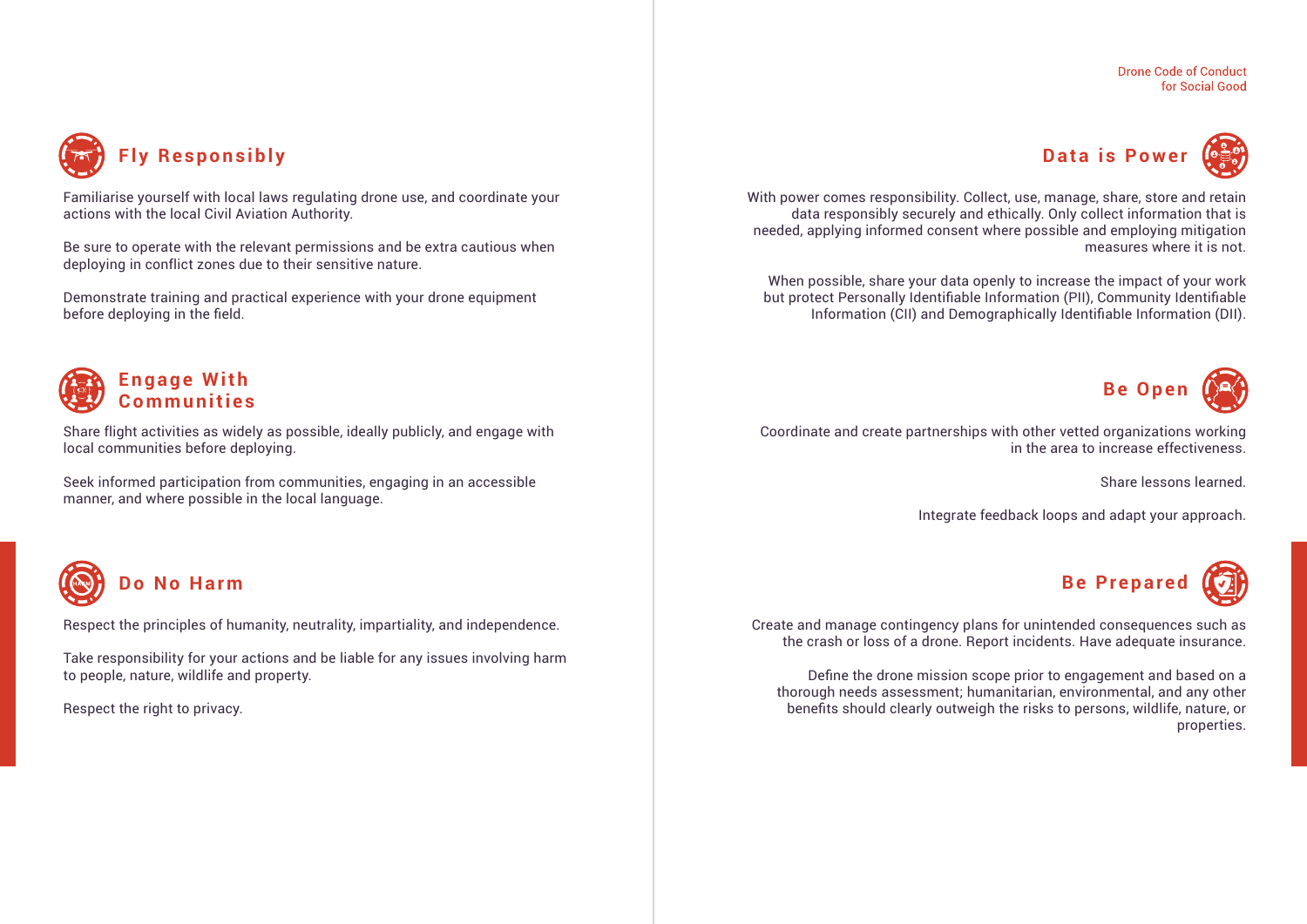## Fly Responsibly

Familiarise yourself with local laws regulating drone use, and coordinate your actions with the local Civil Aviation Authority.

Be sure to operate with the relevant permissions and be extra cautious when deploying in conflict zones due to their sensitive nature.

Demonstrate training and practical experience with your drone equipment before deploying in the field.

## Engage With Communities

Share flight activities as widely as possible, ideally publicly, and engage with local communities before deploying.

Seek informed participation from communities, engaging in an accessible manner, and where possible in the local language.

## Do No Harm

Respect the principles of humanity, neutrality, impartiality, and independence.

Take responsibility for your actions and be liable for any issues involving harm to people, nature, wildlife and property.

Respect the right to privacy.

## Data is Power

With power comes responsibility. Collect, use, manage, share, store and retain data responsibly securely and ethically. Only collect information that is needed, applying informed consent where possible and employing mitigation measures where it is not.

When possible, share your data openly to increase the impact of your work but protect Personally Identifiable Information (PII), Community Identifiable Information (CII) and Demographically Identifiable Information (DII).

## Be Open

Coordinate and create partnerships with other vetted organizations working in the area to increase effectiveness.

Share lessons learned.

Integrate feedback loops and adapt your approach.

## Be Prepared

Create and manage contingency plans for unintended consequences such as the crash or loss of a drone. Report incidents. Have adequate insurance.

Define the drone mission scope prior to engagement and based on a thorough needs assessment; humanitarian, environmental, and any other benefits should clearly outweigh the risks to persons, wildlife, nature, or properties.